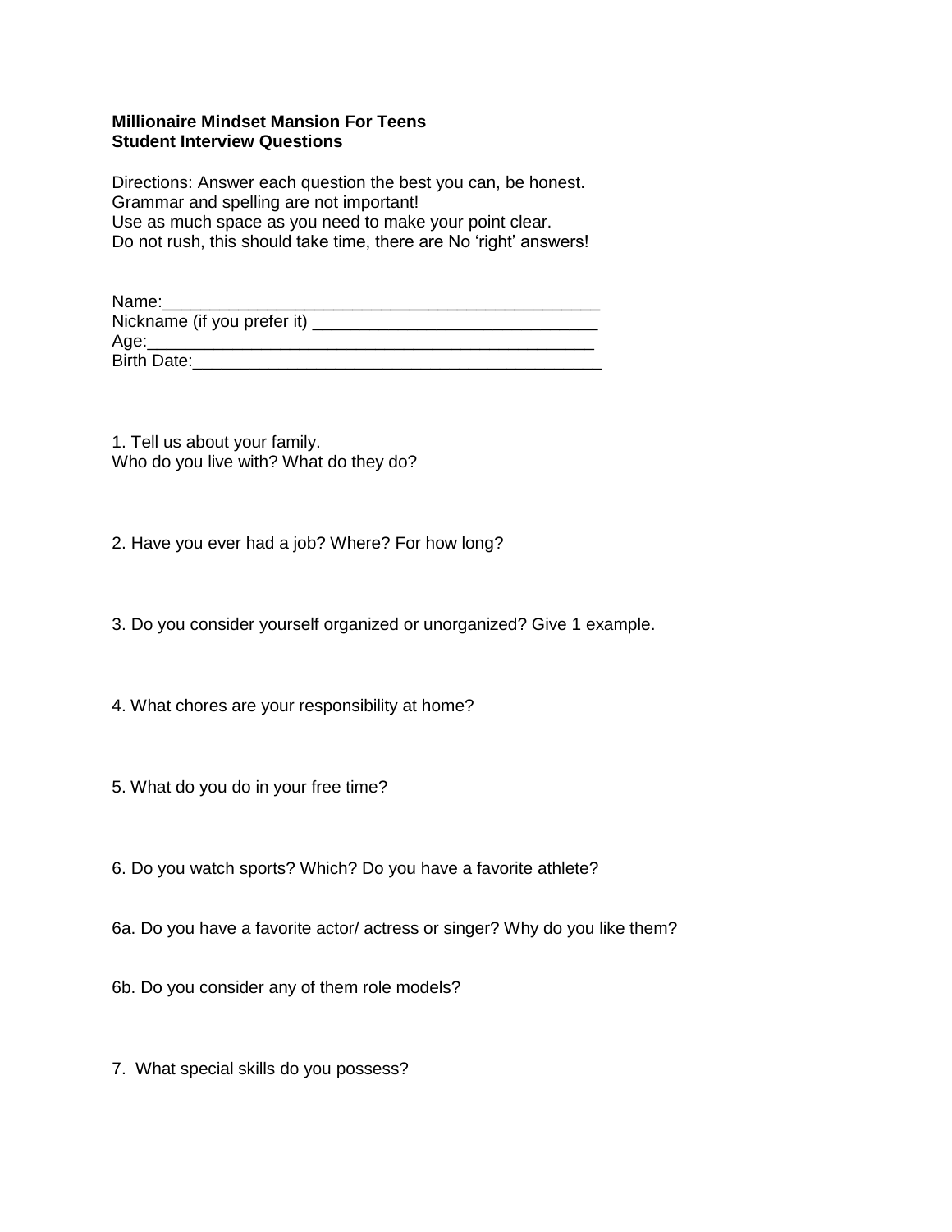**Millionaire Mindset Mansion For Teens**
**Student Interview Questions**

Directions: Answer each question the best you can, be honest.
Grammar and spelling are not important!
Use as much space as you need to make your point clear.
Do not rush, this should take time, there are No 'right' answers!

Name:_______________________________________________
Nickname (if you prefer it) ______________________________
Age:_______________________________________________
Birth Date:___________________________________________

1. Tell us about your family.
Who do you live with? What do they do?

2. Have you ever had a job? Where? For how long?

3. Do you consider yourself organized or unorganized? Give 1 example.

4. What chores are your responsibility at home?

5. What do you do in your free time?

6. Do you watch sports? Which? Do you have a favorite athlete?

6a. Do you have a favorite actor/ actress or singer? Why do you like them?

6b. Do you consider any of them role models?

7. What special skills do you possess?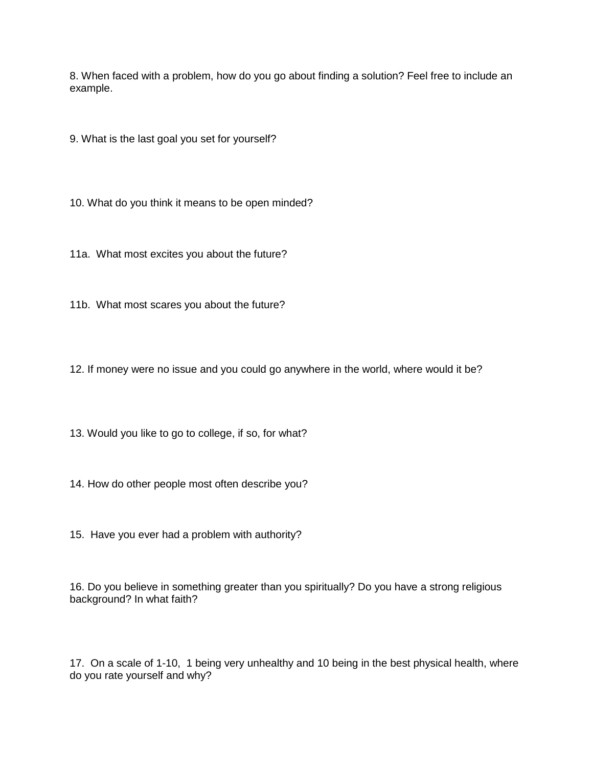8. When faced with a problem, how do you go about finding a solution? Feel free to include an example.

9. What is the last goal you set for yourself?

10. What do you think it means to be open minded?

11a. What most excites you about the future?

11b. What most scares you about the future?

12. If money were no issue and you could go anywhere in the world, where would it be?

13. Would you like to go to college, if so, for what?

14. How do other people most often describe you?

15. Have you ever had a problem with authority?

16. Do you believe in something greater than you spiritually? Do you have a strong religious background? In what faith?

17. On a scale of 1-10, 1 being very unhealthy and 10 being in the best physical health, where do you rate yourself and why?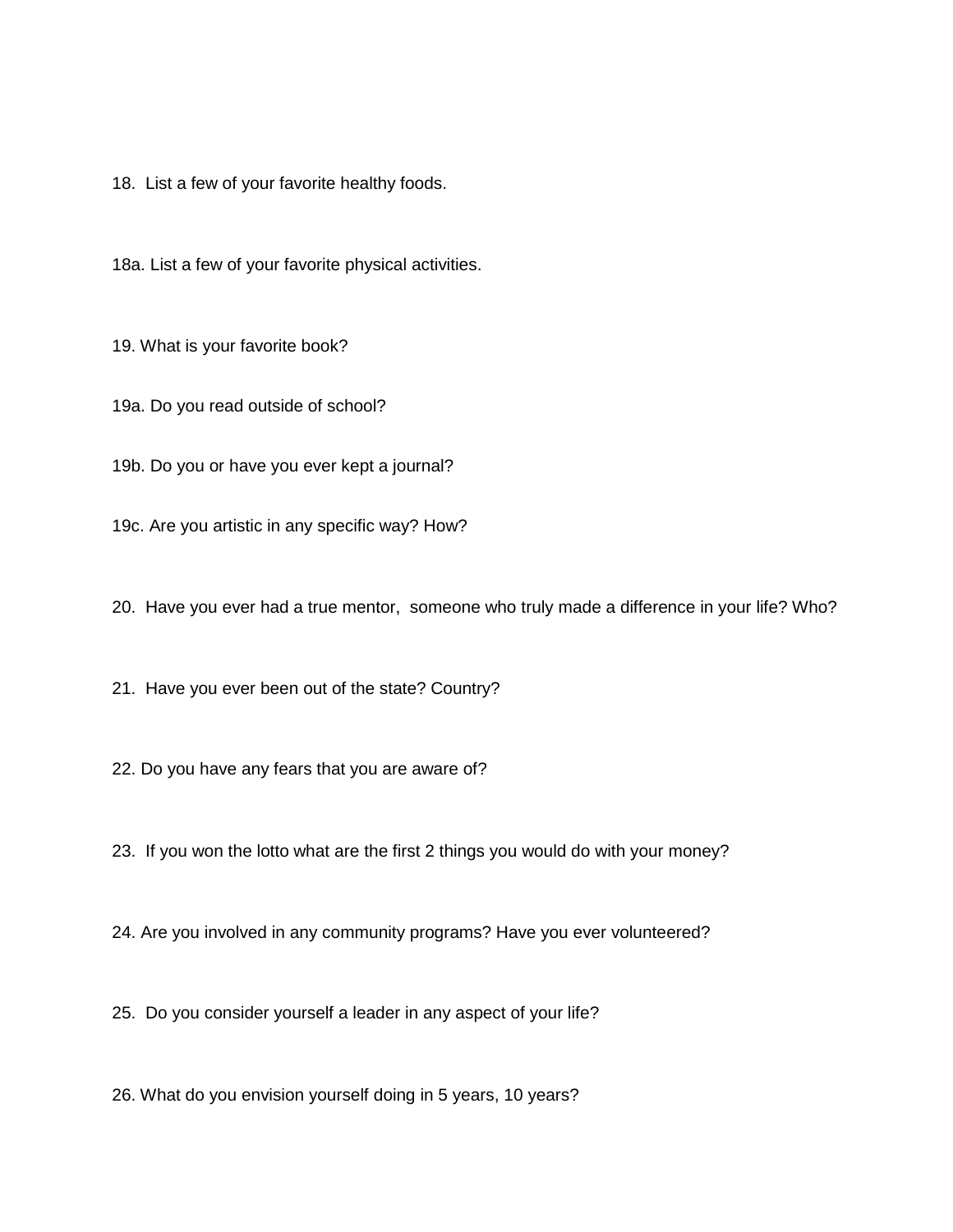18. List a few of your favorite healthy foods.

18a. List a few of your favorite physical activities.

19. What is your favorite book?

19a. Do you read outside of school?

19b. Do you or have you ever kept a journal?

19c. Are you artistic in any specific way? How?

20. Have you ever had a true mentor, someone who truly made a difference in your life? Who?

21. Have you ever been out of the state? Country?

22. Do you have any fears that you are aware of?

23. If you won the lotto what are the first 2 things you would do with your money?

24. Are you involved in any community programs? Have you ever volunteered?

25. Do you consider yourself a leader in any aspect of your life?

26. What do you envision yourself doing in 5 years, 10 years?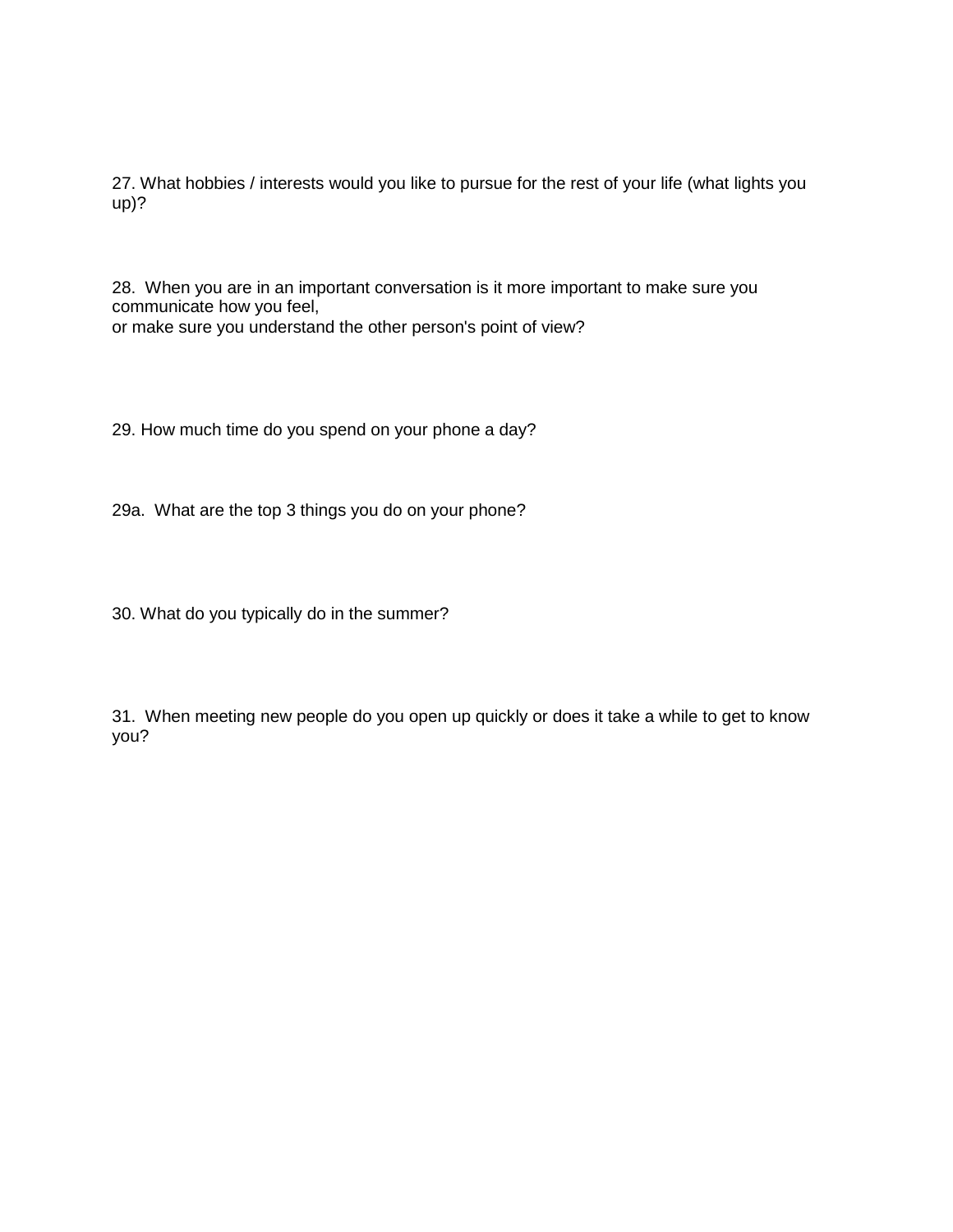27. What hobbies / interests would you like to pursue for the rest of your life (what lights you up)?

28. When you are in an important conversation is it more important to make sure you communicate how you feel,
or make sure you understand the other person's point of view?

29. How much time do you spend on your phone a day?

29a. What are the top 3 things you do on your phone?

30. What do you typically do in the summer?

31. When meeting new people do you open up quickly or does it take a while to get to know you?